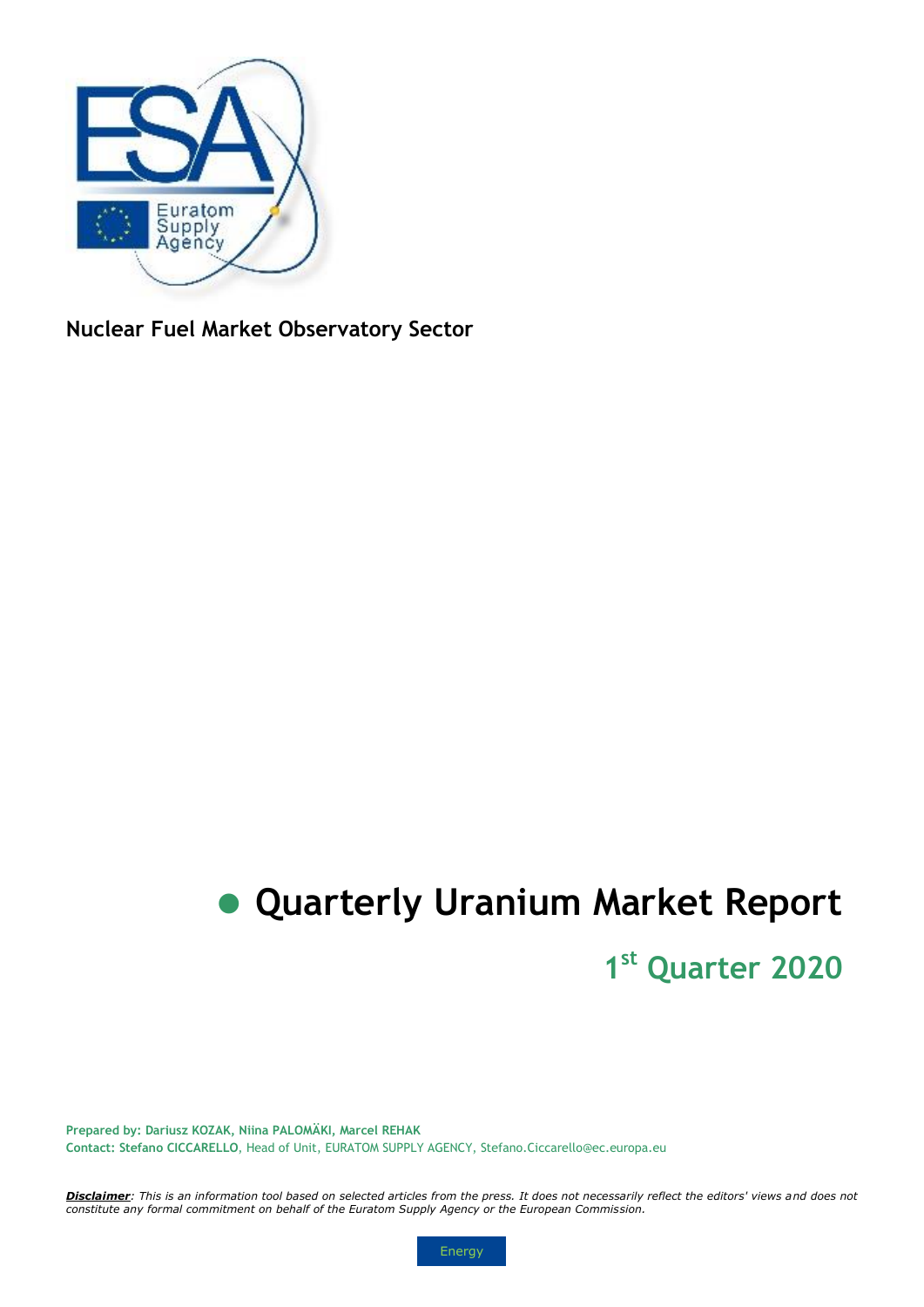Nuclear Fuel Market Observatory Sector

# Quarterly Uranium Market Report

## 1st Quarter 2020

**Prepared by: Dariusz KOZAK, Niina PALOMÄKI, Marcel REHAK**
**Contact: Stefano CICCARELLO**, Head of Unit, EURATOM SUPPLY AGENCY, Stefano.Ciccarello@ec.europa.eu

***Disclaimer***: *This is an information tool based on selected articles from the press. It does not necessarily reflect the editors' views and does not constitute any formal commitment on behalf of the Euratom Supply Agency or the European Commission.*

Energy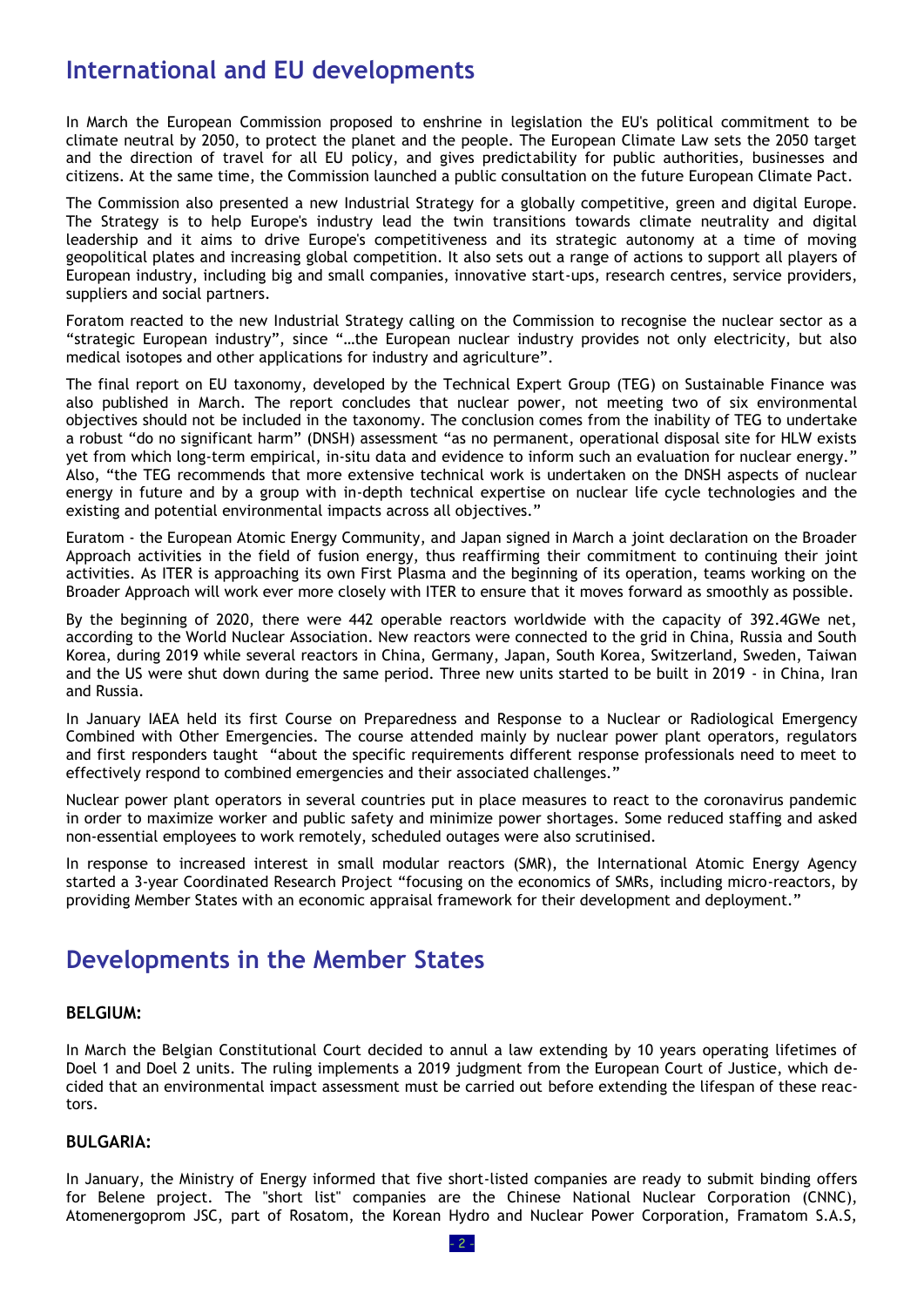## International and EU developments

In March the European Commission proposed to enshrine in legislation the EU's political commitment to be climate neutral by 2050, to protect the planet and the people. The European Climate Law sets the 2050 target and the direction of travel for all EU policy, and gives predictability for public authorities, businesses and citizens. At the same time, the Commission launched a public consultation on the future European Climate Pact.

The Commission also presented a new Industrial Strategy for a globally competitive, green and digital Europe. The Strategy is to help Europe's industry lead the twin transitions towards climate neutrality and digital leadership and it aims to drive Europe's competitiveness and its strategic autonomy at a time of moving geopolitical plates and increasing global competition. It also sets out a range of actions to support all players of European industry, including big and small companies, innovative start-ups, research centres, service providers, suppliers and social partners.

Foratom reacted to the new Industrial Strategy calling on the Commission to recognise the nuclear sector as a "strategic European industry", since "…the European nuclear industry provides not only electricity, but also medical isotopes and other applications for industry and agriculture".

The final report on EU taxonomy, developed by the Technical Expert Group (TEG) on Sustainable Finance was also published in March. The report concludes that nuclear power, not meeting two of six environmental objectives should not be included in the taxonomy. The conclusion comes from the inability of TEG to undertake a robust "do no significant harm" (DNSH) assessment "as no permanent, operational disposal site for HLW exists yet from which long-term empirical, in-situ data and evidence to inform such an evaluation for nuclear energy." Also, "the TEG recommends that more extensive technical work is undertaken on the DNSH aspects of nuclear energy in future and by a group with in-depth technical expertise on nuclear life cycle technologies and the existing and potential environmental impacts across all objectives."

Euratom - the European Atomic Energy Community, and Japan signed in March a joint declaration on the Broader Approach activities in the field of fusion energy, thus reaffirming their commitment to continuing their joint activities. As ITER is approaching its own First Plasma and the beginning of its operation, teams working on the Broader Approach will work ever more closely with ITER to ensure that it moves forward as smoothly as possible.

By the beginning of 2020, there were 442 operable reactors worldwide with the capacity of 392.4GWe net, according to the World Nuclear Association. New reactors were connected to the grid in China, Russia and South Korea, during 2019 while several reactors in China, Germany, Japan, South Korea, Switzerland, Sweden, Taiwan and the US were shut down during the same period. Three new units started to be built in 2019 - in China, Iran and Russia.

In January IAEA held its first Course on Preparedness and Response to a Nuclear or Radiological Emergency Combined with Other Emergencies. The course attended mainly by nuclear power plant operators, regulators and first responders taught "about the specific requirements different response professionals need to meet to effectively respond to combined emergencies and their associated challenges."

Nuclear power plant operators in several countries put in place measures to react to the coronavirus pandemic in order to maximize worker and public safety and minimize power shortages. Some reduced staffing and asked non-essential employees to work remotely, scheduled outages were also scrutinised.

In response to increased interest in small modular reactors (SMR), the International Atomic Energy Agency started a 3-year Coordinated Research Project "focusing on the economics of SMRs, including micro-reactors, by providing Member States with an economic appraisal framework for their development and deployment."

## Developments in the Member States

### BELGIUM:

In March the Belgian Constitutional Court decided to annul a law extending by 10 years operating lifetimes of Doel 1 and Doel 2 units. The ruling implements a 2019 judgment from the European Court of Justice, which decided that an environmental impact assessment must be carried out before extending the lifespan of these reactors.

### BULGARIA:

In January, the Ministry of Energy informed that five short-listed companies are ready to submit binding offers for Belene project. The "short list" companies are the Chinese National Nuclear Corporation (CNNC), Atomenergoprom JSC, part of Rosatom, the Korean Hydro and Nuclear Power Corporation, Framatom S.A.S,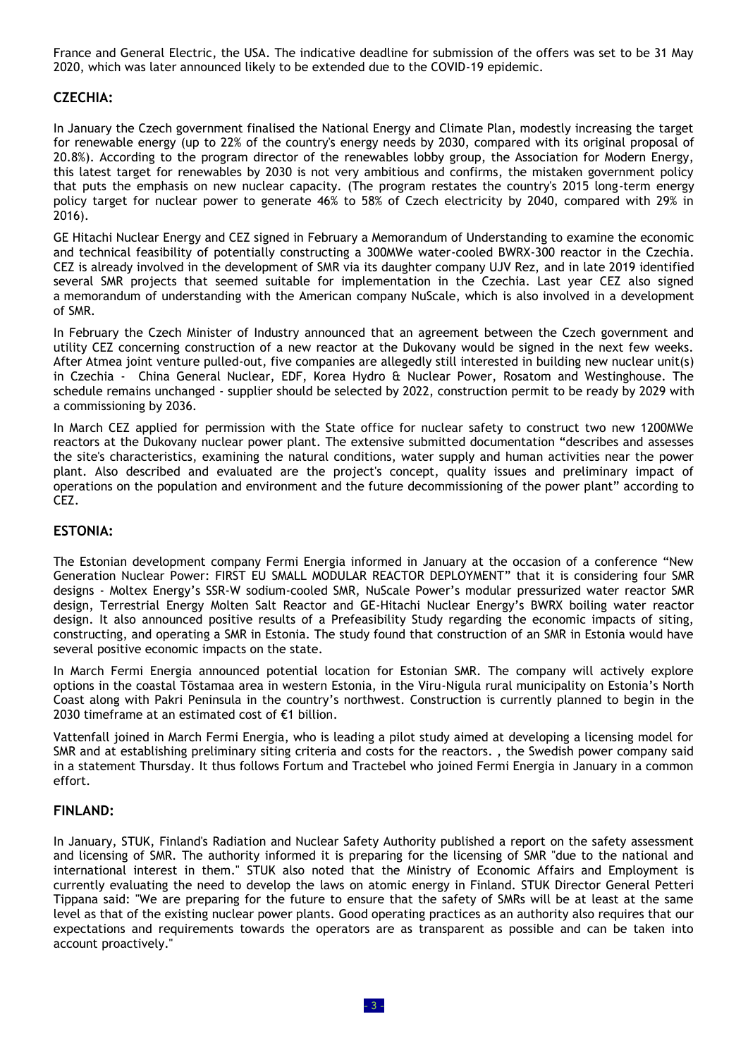France and General Electric, the USA. The indicative deadline for submission of the offers was set to be 31 May 2020, which was later announced likely to be extended due to the COVID-19 epidemic.

## CZECHIA:

In January the Czech government finalised the National Energy and Climate Plan, modestly increasing the target for renewable energy (up to 22% of the country's energy needs by 2030, compared with its original proposal of 20.8%). According to the program director of the renewables lobby group, the Association for Modern Energy, this latest target for renewables by 2030 is not very ambitious and confirms, the mistaken government policy that puts the emphasis on new nuclear capacity. (The program restates the country's 2015 long-term energy policy target for nuclear power to generate 46% to 58% of Czech electricity by 2040, compared with 29% in 2016).

GE Hitachi Nuclear Energy and CEZ signed in February a Memorandum of Understanding to examine the economic and technical feasibility of potentially constructing a 300MWe water-cooled BWRX-300 reactor in the Czechia. CEZ is already involved in the development of SMR via its daughter company UJV Rez, and in late 2019 identified several SMR projects that seemed suitable for implementation in the Czechia. Last year CEZ also signed a memorandum of understanding with the American company NuScale, which is also involved in a development of SMR.

In February the Czech Minister of Industry announced that an agreement between the Czech government and utility CEZ concerning construction of a new reactor at the Dukovany would be signed in the next few weeks. After Atmea joint venture pulled-out, five companies are allegedly still interested in building new nuclear unit(s) in Czechia - China General Nuclear, EDF, Korea Hydro & Nuclear Power, Rosatom and Westinghouse. The schedule remains unchanged - supplier should be selected by 2022, construction permit to be ready by 2029 with a commissioning by 2036.

In March CEZ applied for permission with the State office for nuclear safety to construct two new 1200MWe reactors at the Dukovany nuclear power plant. The extensive submitted documentation "describes and assesses the site's characteristics, examining the natural conditions, water supply and human activities near the power plant. Also described and evaluated are the project's concept, quality issues and preliminary impact of operations on the population and environment and the future decommissioning of the power plant" according to CEZ.

## ESTONIA:

The Estonian development company Fermi Energia informed in January at the occasion of a conference "New Generation Nuclear Power: FIRST EU SMALL MODULAR REACTOR DEPLOYMENT" that it is considering four SMR designs - Moltex Energy's SSR-W sodium-cooled SMR, NuScale Power's modular pressurized water reactor SMR design, Terrestrial Energy Molten Salt Reactor and GE-Hitachi Nuclear Energy's BWRX boiling water reactor design. It also announced positive results of a Prefeasibility Study regarding the economic impacts of siting, constructing, and operating a SMR in Estonia. The study found that construction of an SMR in Estonia would have several positive economic impacts on the state.

In March Fermi Energia announced potential location for Estonian SMR. The company will actively explore options in the coastal Tõstamaa area in western Estonia, in the Viru-Nigula rural municipality on Estonia's North Coast along with Pakri Peninsula in the country's northwest. Construction is currently planned to begin in the 2030 timeframe at an estimated cost of €1 billion.

Vattenfall joined in March Fermi Energia, who is leading a pilot study aimed at developing a licensing model for SMR and at establishing preliminary siting criteria and costs for the reactors. , the Swedish power company said in a statement Thursday. It thus follows Fortum and Tractebel who joined Fermi Energia in January in a common effort.

## FINLAND:

In January, STUK, Finland's Radiation and Nuclear Safety Authority published a report on the safety assessment and licensing of SMR. The authority informed it is preparing for the licensing of SMR "due to the national and international interest in them." STUK also noted that the Ministry of Economic Affairs and Employment is currently evaluating the need to develop the laws on atomic energy in Finland. STUK Director General Petteri Tippana said: "We are preparing for the future to ensure that the safety of SMRs will be at least at the same level as that of the existing nuclear power plants. Good operating practices as an authority also requires that our expectations and requirements towards the operators are as transparent as possible and can be taken into account proactively."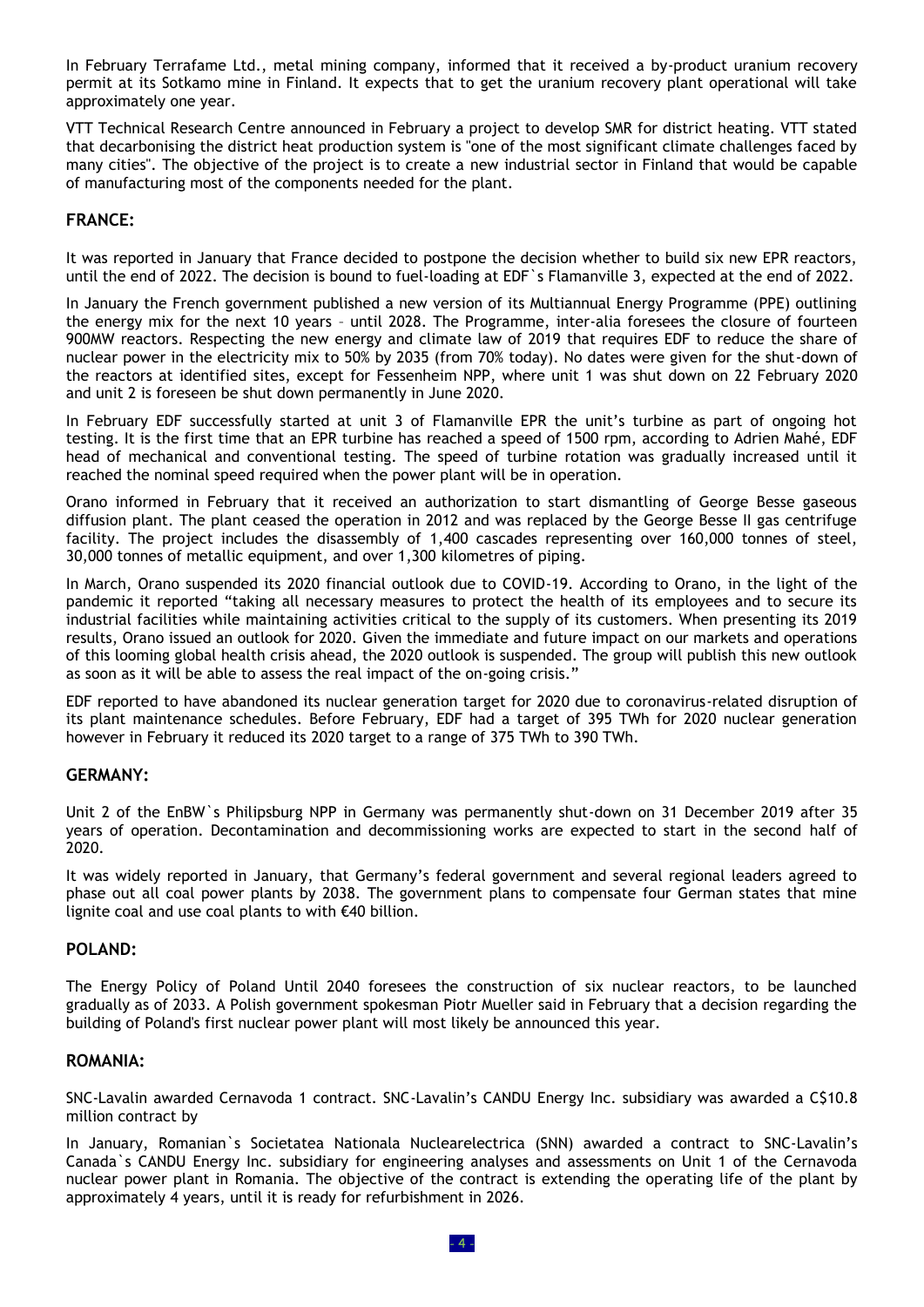In February Terrafame Ltd., metal mining company, informed that it received a by-product uranium recovery permit at its Sotkamo mine in Finland. It expects that to get the uranium recovery plant operational will take approximately one year.

VTT Technical Research Centre announced in February a project to develop SMR for district heating. VTT stated that decarbonising the district heat production system is "one of the most significant climate challenges faced by many cities". The objective of the project is to create a new industrial sector in Finland that would be capable of manufacturing most of the components needed for the plant.

## FRANCE:

It was reported in January that France decided to postpone the decision whether to build six new EPR reactors, until the end of 2022. The decision is bound to fuel-loading at EDF`s Flamanville 3, expected at the end of 2022.

In January the French government published a new version of its Multiannual Energy Programme (PPE) outlining the energy mix for the next 10 years – until 2028. The Programme, inter-alia foresees the closure of fourteen 900MW reactors. Respecting the new energy and climate law of 2019 that requires EDF to reduce the share of nuclear power in the electricity mix to 50% by 2035 (from 70% today). No dates were given for the shut-down of the reactors at identified sites, except for Fessenheim NPP, where unit 1 was shut down on 22 February 2020 and unit 2 is foreseen be shut down permanently in June 2020.

In February EDF successfully started at unit 3 of Flamanville EPR the unit's turbine as part of ongoing hot testing. It is the first time that an EPR turbine has reached a speed of 1500 rpm, according to Adrien Mahé, EDF head of mechanical and conventional testing. The speed of turbine rotation was gradually increased until it reached the nominal speed required when the power plant will be in operation.

Orano informed in February that it received an authorization to start dismantling of George Besse gaseous diffusion plant. The plant ceased the operation in 2012 and was replaced by the George Besse II gas centrifuge facility. The project includes the disassembly of 1,400 cascades representing over 160,000 tonnes of steel, 30,000 tonnes of metallic equipment, and over 1,300 kilometres of piping.

In March, Orano suspended its 2020 financial outlook due to COVID-19. According to Orano, in the light of the pandemic it reported "taking all necessary measures to protect the health of its employees and to secure its industrial facilities while maintaining activities critical to the supply of its customers. When presenting its 2019 results, Orano issued an outlook for 2020. Given the immediate and future impact on our markets and operations of this looming global health crisis ahead, the 2020 outlook is suspended. The group will publish this new outlook as soon as it will be able to assess the real impact of the on-going crisis."

EDF reported to have abandoned its nuclear generation target for 2020 due to coronavirus-related disruption of its plant maintenance schedules. Before February, EDF had a target of 395 TWh for 2020 nuclear generation however in February it reduced its 2020 target to a range of 375 TWh to 390 TWh.

## GERMANY:

Unit 2 of the EnBW`s Philipsburg NPP in Germany was permanently shut-down on 31 December 2019 after 35 years of operation. Decontamination and decommissioning works are expected to start in the second half of 2020.

It was widely reported in January, that Germany's federal government and several regional leaders agreed to phase out all coal power plants by 2038. The government plans to compensate four German states that mine lignite coal and use coal plants to with €40 billion.

## POLAND:

The Energy Policy of Poland Until 2040 foresees the construction of six nuclear reactors, to be launched gradually as of 2033. A Polish government spokesman Piotr Mueller said in February that a decision regarding the building of Poland's first nuclear power plant will most likely be announced this year.

## ROMANIA:

SNC-Lavalin awarded Cernavoda 1 contract. SNC-Lavalin's CANDU Energy Inc. subsidiary was awarded a C$10.8 million contract by

In January, Romanian`s Societatea Nationala Nuclearelectrica (SNN) awarded a contract to SNC-Lavalin's Canada`s CANDU Energy Inc. subsidiary for engineering analyses and assessments on Unit 1 of the Cernavoda nuclear power plant in Romania. The objective of the contract is extending the operating life of the plant by approximately 4 years, until it is ready for refurbishment in 2026.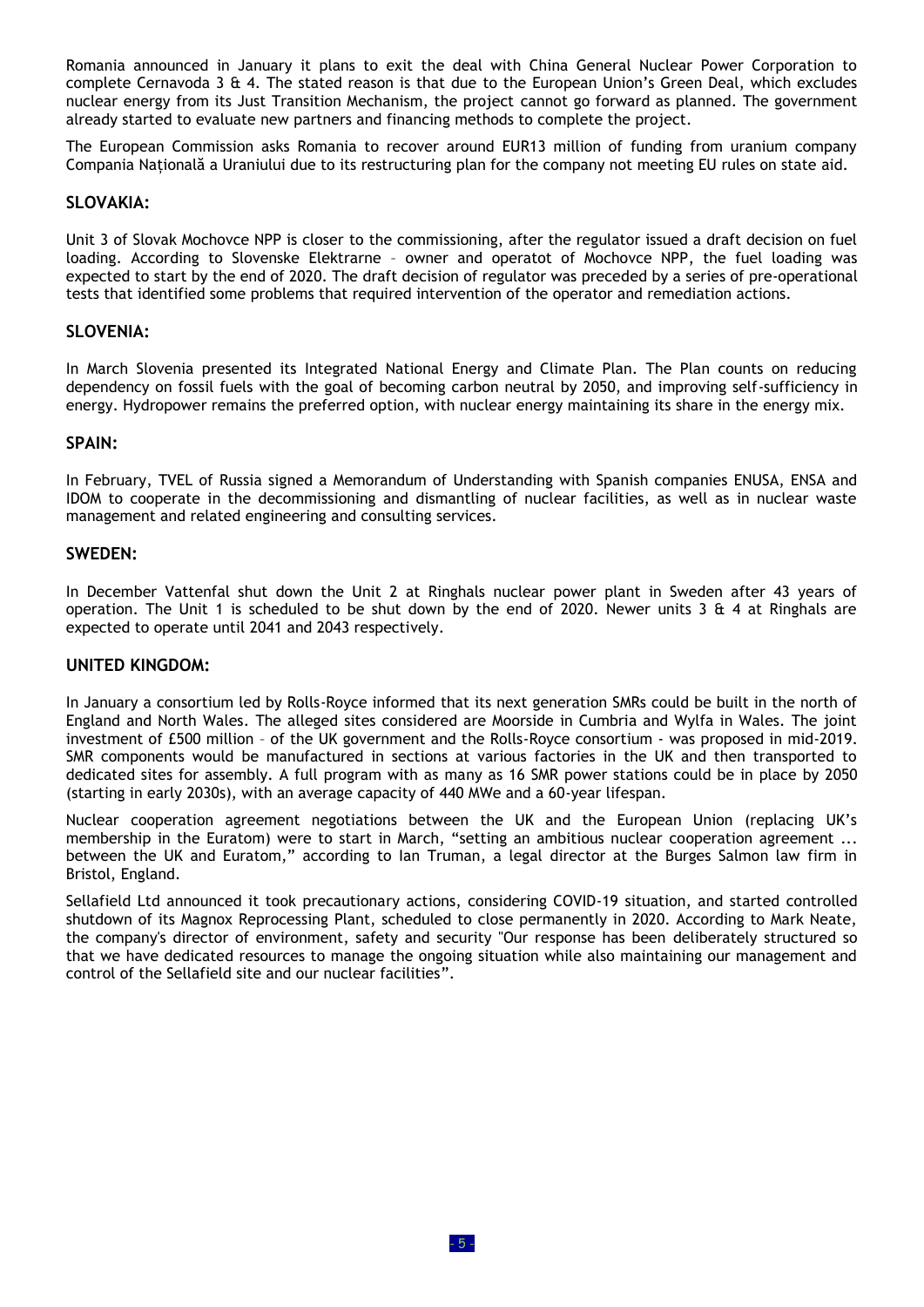Romania announced in January it plans to exit the deal with China General Nuclear Power Corporation to complete Cernavoda 3 & 4. The stated reason is that due to the European Union's Green Deal, which excludes nuclear energy from its Just Transition Mechanism, the project cannot go forward as planned. The government already started to evaluate new partners and financing methods to complete the project.

The European Commission asks Romania to recover around EUR13 million of funding from uranium company Compania Națională a Uraniului due to its restructuring plan for the company not meeting EU rules on state aid.

### SLOVAKIA:

Unit 3 of Slovak Mochovce NPP is closer to the commissioning, after the regulator issued a draft decision on fuel loading. According to Slovenske Elektrarne – owner and operatot of Mochovce NPP, the fuel loading was expected to start by the end of 2020. The draft decision of regulator was preceded by a series of pre-operational tests that identified some problems that required intervention of the operator and remediation actions.

### SLOVENIA:

In March Slovenia presented its Integrated National Energy and Climate Plan. The Plan counts on reducing dependency on fossil fuels with the goal of becoming carbon neutral by 2050, and improving self-sufficiency in energy. Hydropower remains the preferred option, with nuclear energy maintaining its share in the energy mix.

### SPAIN:

In February, TVEL of Russia signed a Memorandum of Understanding with Spanish companies ENUSA, ENSA and IDOM to cooperate in the decommissioning and dismantling of nuclear facilities, as well as in nuclear waste management and related engineering and consulting services.

### SWEDEN:

In December Vattenfal shut down the Unit 2 at Ringhals nuclear power plant in Sweden after 43 years of operation. The Unit 1 is scheduled to be shut down by the end of 2020. Newer units 3 & 4 at Ringhals are expected to operate until 2041 and 2043 respectively.

### UNITED KINGDOM:

In January a consortium led by Rolls-Royce informed that its next generation SMRs could be built in the north of England and North Wales. The alleged sites considered are Moorside in Cumbria and Wylfa in Wales. The joint investment of £500 million – of the UK government and the Rolls-Royce consortium - was proposed in mid-2019. SMR components would be manufactured in sections at various factories in the UK and then transported to dedicated sites for assembly. A full program with as many as 16 SMR power stations could be in place by 2050 (starting in early 2030s), with an average capacity of 440 MWe and a 60-year lifespan.

Nuclear cooperation agreement negotiations between the UK and the European Union (replacing UK's membership in the Euratom) were to start in March, "setting an ambitious nuclear cooperation agreement ... between the UK and Euratom," according to Ian Truman, a legal director at the Burges Salmon law firm in Bristol, England.

Sellafield Ltd announced it took precautionary actions, considering COVID-19 situation, and started controlled shutdown of its Magnox Reprocessing Plant, scheduled to close permanently in 2020. According to Mark Neate, the company's director of environment, safety and security "Our response has been deliberately structured so that we have dedicated resources to manage the ongoing situation while also maintaining our management and control of the Sellafield site and our nuclear facilities".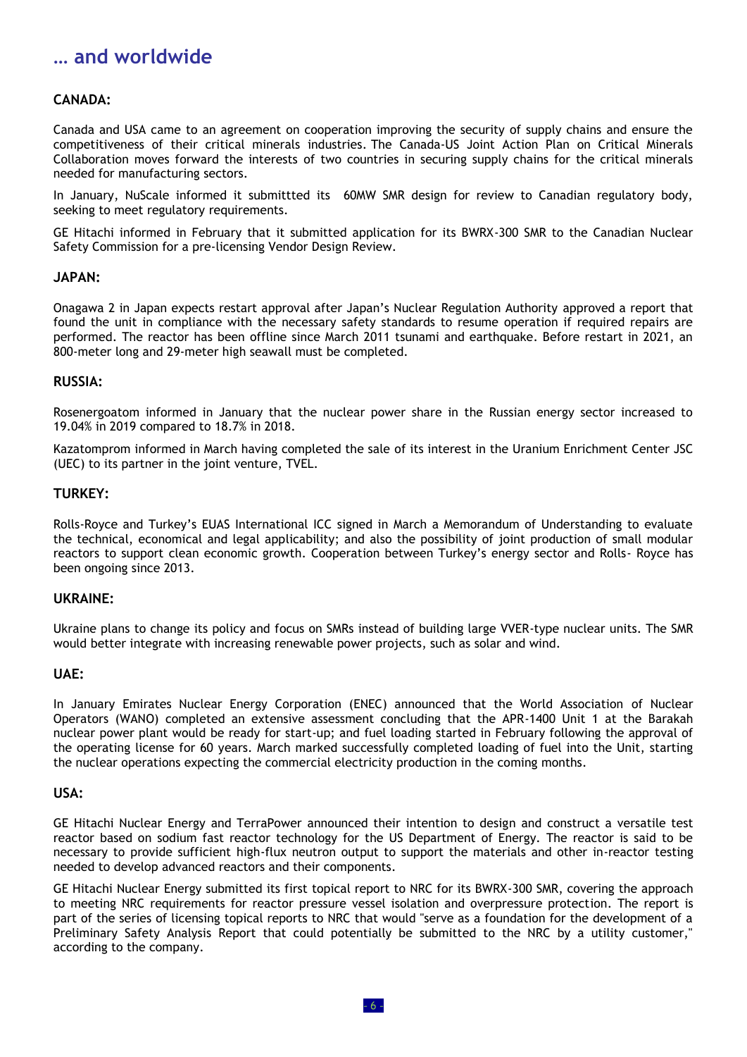# … and worldwide

**CANADA:**

Canada and USA came to an agreement on cooperation improving the security of supply chains and ensure the competitiveness of their critical minerals industries. The Canada-US Joint Action Plan on Critical Minerals Collaboration moves forward the interests of two countries in securing supply chains for the critical minerals needed for manufacturing sectors.

In January, NuScale informed it submittted its 60MW SMR design for review to Canadian regulatory body, seeking to meet regulatory requirements.

GE Hitachi informed in February that it submitted application for its BWRX-300 SMR to the Canadian Nuclear Safety Commission for a pre-licensing Vendor Design Review.

**JAPAN:**

Onagawa 2 in Japan expects restart approval after Japan's Nuclear Regulation Authority approved a report that found the unit in compliance with the necessary safety standards to resume operation if required repairs are performed. The reactor has been offline since March 2011 tsunami and earthquake. Before restart in 2021, an 800-meter long and 29-meter high seawall must be completed.

**RUSSIA:**

Rosenergoatom informed in January that the nuclear power share in the Russian energy sector increased to 19.04% in 2019 compared to 18.7% in 2018.

Kazatomprom informed in March having completed the sale of its interest in the Uranium Enrichment Center JSC (UEC) to its partner in the joint venture, TVEL.

**TURKEY:**

Rolls-Royce and Turkey's EUAS International ICC signed in March a Memorandum of Understanding to evaluate the technical, economical and legal applicability; and also the possibility of joint production of small modular reactors to support clean economic growth. Cooperation between Turkey's energy sector and Rolls- Royce has been ongoing since 2013.

**UKRAINE:**

Ukraine plans to change its policy and focus on SMRs instead of building large VVER-type nuclear units. The SMR would better integrate with increasing renewable power projects, such as solar and wind.

**UAE:**

In January Emirates Nuclear Energy Corporation (ENEC) announced that the World Association of Nuclear Operators (WANO) completed an extensive assessment concluding that the APR-1400 Unit 1 at the Barakah nuclear power plant would be ready for start-up; and fuel loading started in February following the approval of the operating license for 60 years. March marked successfully completed loading of fuel into the Unit, starting the nuclear operations expecting the commercial electricity production in the coming months.

**USA:**

GE Hitachi Nuclear Energy and TerraPower announced their intention to design and construct a versatile test reactor based on sodium fast reactor technology for the US Department of Energy. The reactor is said to be necessary to provide sufficient high-flux neutron output to support the materials and other in-reactor testing needed to develop advanced reactors and their components.

GE Hitachi Nuclear Energy submitted its first topical report to NRC for its BWRX-300 SMR, covering the approach to meeting NRC requirements for reactor pressure vessel isolation and overpressure protection. The report is part of the series of licensing topical reports to NRC that would "serve as a foundation for the development of a Preliminary Safety Analysis Report that could potentially be submitted to the NRC by a utility customer," according to the company.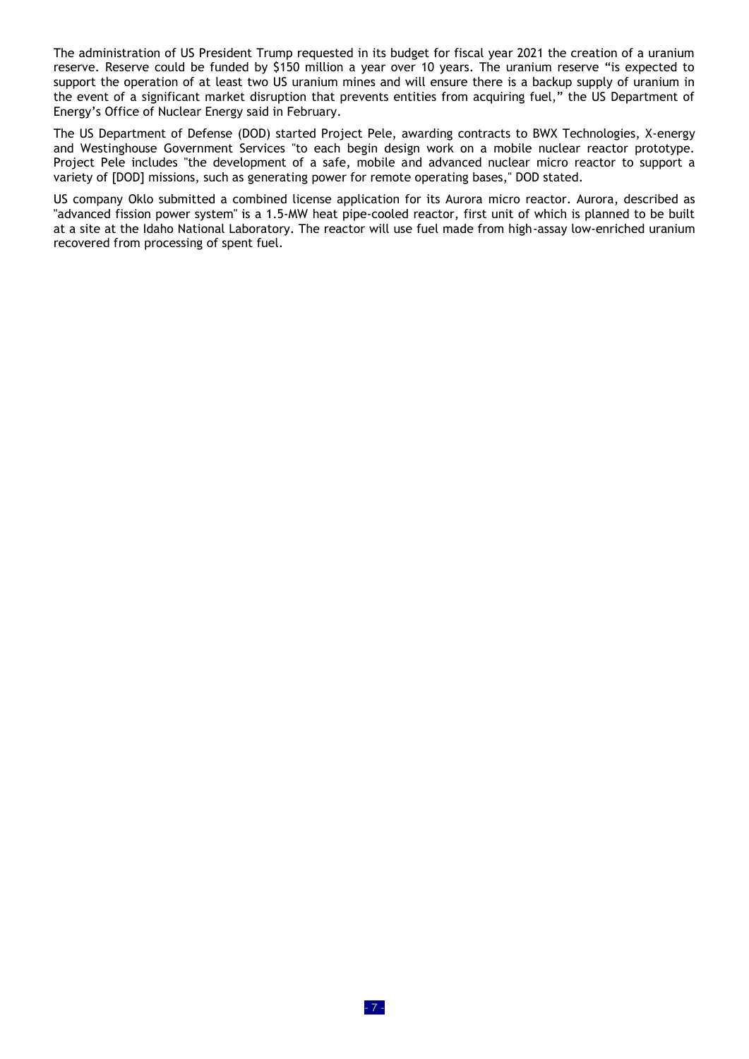The administration of US President Trump requested in its budget for fiscal year 2021 the creation of a uranium reserve. Reserve could be funded by $150 million a year over 10 years. The uranium reserve “is expected to support the operation of at least two US uranium mines and will ensure there is a backup supply of uranium in the event of a significant market disruption that prevents entities from acquiring fuel,” the US Department of Energy’s Office of Nuclear Energy said in February.

The US Department of Defense (DOD) started Project Pele, awarding contracts to BWX Technologies, X-energy and Westinghouse Government Services "to each begin design work on a mobile nuclear reactor prototype. Project Pele includes "the development of a safe, mobile and advanced nuclear micro reactor to support a variety of [DOD] missions, such as generating power for remote operating bases," DOD stated.

US company Oklo submitted a combined license application for its Aurora micro reactor. Aurora, described as "advanced fission power system" is a 1.5-MW heat pipe-cooled reactor, first unit of which is planned to be built at a site at the Idaho National Laboratory. The reactor will use fuel made from high-assay low-enriched uranium recovered from processing of spent fuel.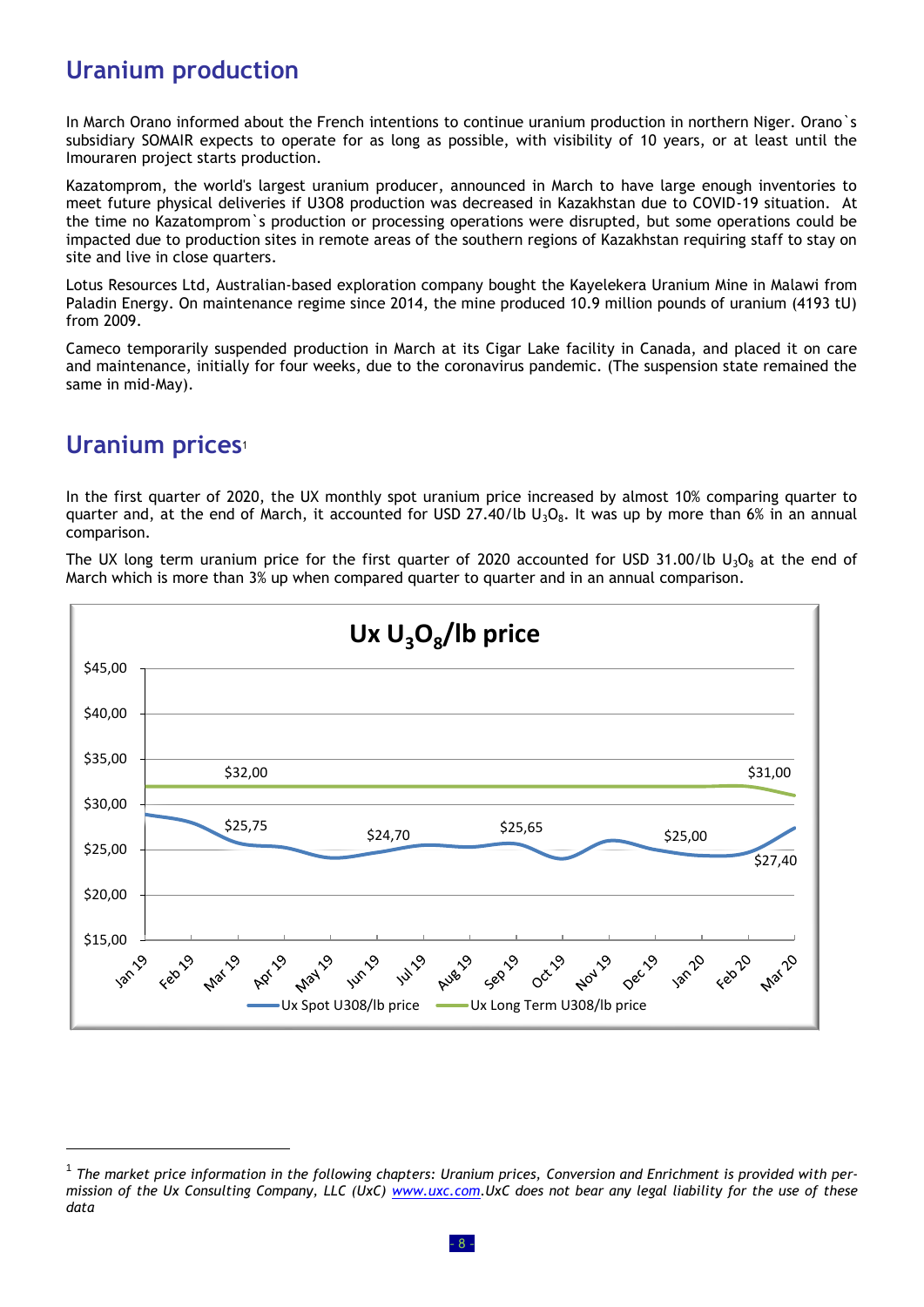## Uranium production

In March Orano informed about the French intentions to continue uranium production in northern Niger. Orano`s subsidiary SOMAIR expects to operate for as long as possible, with visibility of 10 years, or at least until the Imouraren project starts production.

Kazatomprom, the world's largest uranium producer, announced in March to have large enough inventories to meet future physical deliveries if U3O8 production was decreased in Kazakhstan due to COVID-19 situation. At the time no Kazatomprom`s production or processing operations were disrupted, but some operations could be impacted due to production sites in remote areas of the southern regions of Kazakhstan requiring staff to stay on site and live in close quarters.

Lotus Resources Ltd, Australian-based exploration company bought the Kayelekera Uranium Mine in Malawi from Paladin Energy. On maintenance regime since 2014, the mine produced 10.9 million pounds of uranium (4193 tU) from 2009.

Cameco temporarily suspended production in March at its Cigar Lake facility in Canada, and placed it on care and maintenance, initially for four weeks, due to the coronavirus pandemic. (The suspension state remained the same in mid-May).

## Uranium prices[1]

In the first quarter of 2020, the UX monthly spot uranium price increased by almost 10% comparing quarter to quarter and, at the end of March, it accounted for USD 27.40/lb $U_3O_8$. It was up by more than 6% in an annual comparison.

The UX long term uranium price for the first quarter of 2020 accounted for USD 31.00/lb $U_3O_8$ at the end of March which is more than 3% up when compared quarter to quarter and in an annual comparison.

**Ux $U_3O_8$/lb price**

| | Jan 19 | Mar 19 | May 19 | Sep 19 | Dec 19 | Mar 20 |
|---|---|---|---|---|---|---|
| Ux Spot U308/lb price | | $25,75 | $24,70 | $25,65 | $25,00 | $27,40 |
| Ux Long Term U308/lb price | | $32,00 | | | | $31,00 |

---

[1] *The market price information in the following chapters: Uranium prices, Conversion and Enrichment is provided with permission of the Ux Consulting Company, LLC (UxC) www.uxc.com.UxC does not bear any legal liability for the use of these data*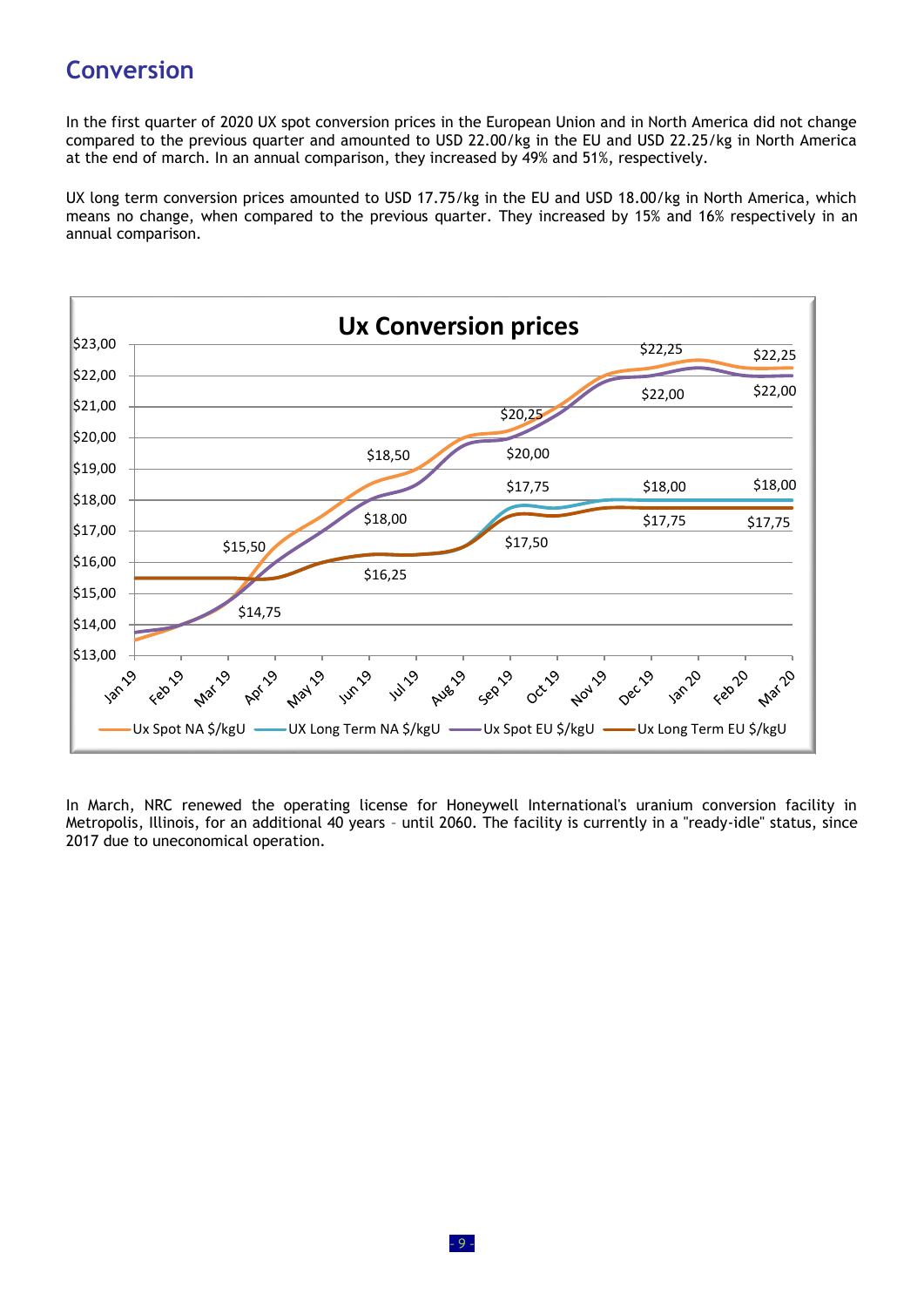## Conversion

In the first quarter of 2020 UX spot conversion prices in the European Union and in North America did not change compared to the previous quarter and amounted to USD 22.00/kg in the EU and USD 22.25/kg in North America at the end of march. In an annual comparison, they increased by 49% and 51%, respectively.

UX long term conversion prices amounted to USD 17.75/kg in the EU and USD 18.00/kg in North America, which means no change, when compared to the previous quarter. They increased by 15% and 16% respectively in an annual comparison.

**Ux Conversion prices**

| | $15,50 | $14,75 | $18,50 | $18,00 | $16,25 | $20,25 | $20,00 | $17,75 | $17,50 | $22,25 | $22,00 | $18,00 | $17,75 | $22,25 | $22,00 | $18,00 | $17,75 |
|---|---|---|---|---|---|---|---|---|---|---|---|---|---|---|---|---|---|

Legend: Ux Spot NA $/kgU; UX Long Term NA $/kgU; Ux Spot EU $/kgU; Ux Long Term EU $/kgU

Months: Jan 19, Feb 19, Mar 19, Apr 19, May 19, Jun 19, Jul 19, Aug 19, Sep 19, Oct 19, Nov 19, Dec 19, Jan 20, Feb 20, Mar 20

In March, NRC renewed the operating license for Honeywell International's uranium conversion facility in Metropolis, Illinois, for an additional 40 years – until 2060. The facility is currently in a "ready-idle" status, since 2017 due to uneconomical operation.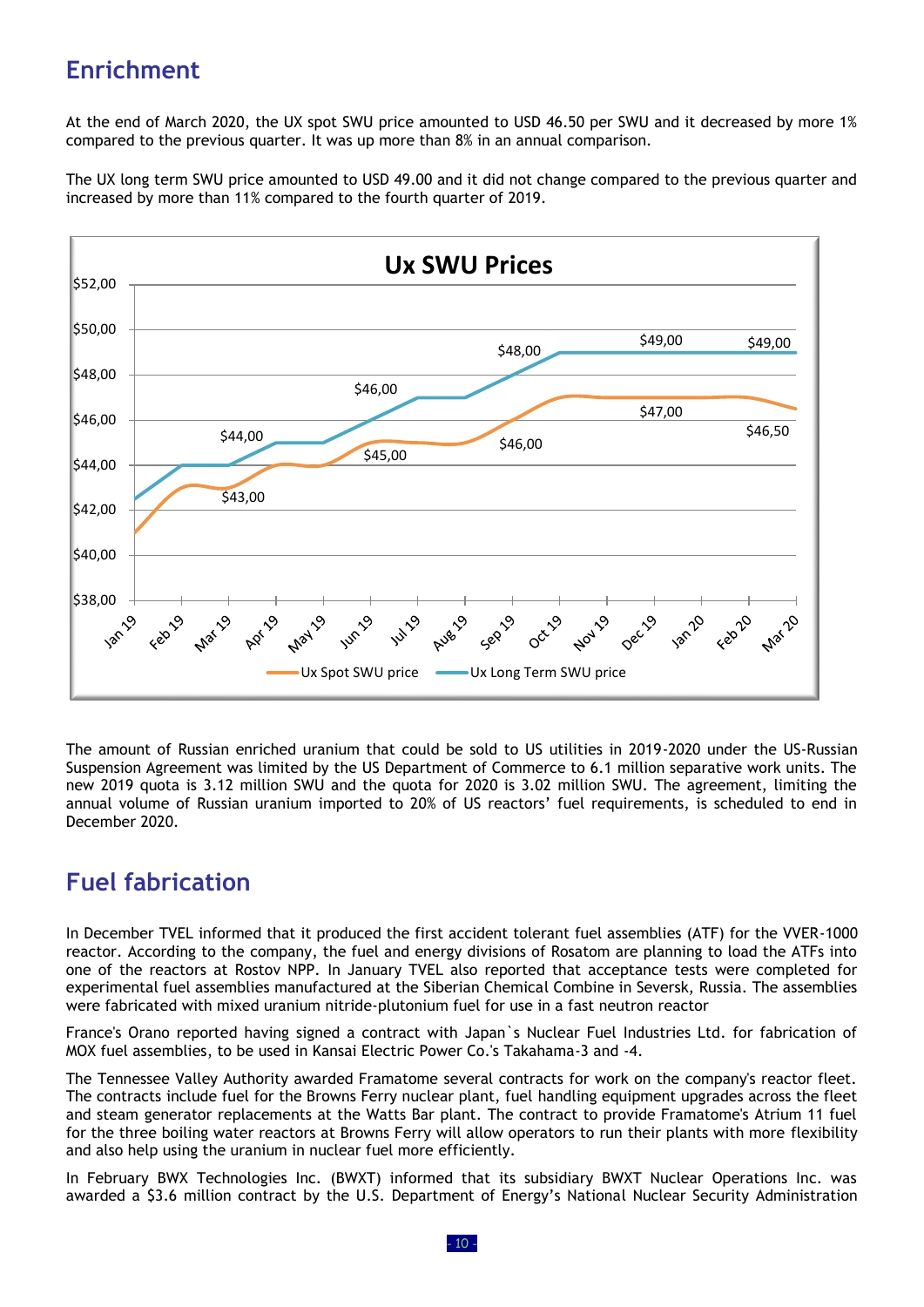## Enrichment

At the end of March 2020, the UX spot SWU price amounted to USD 46.50 per SWU and it decreased by more 1% compared to the previous quarter. It was up more than 8% in an annual comparison.

The UX long term SWU price amounted to USD 49.00 and it did not change compared to the previous quarter and increased by more than 11% compared to the fourth quarter of 2019.

The amount of Russian enriched uranium that could be sold to US utilities in 2019-2020 under the US-Russian Suspension Agreement was limited by the US Department of Commerce to 6.1 million separative work units. The new 2019 quota is 3.12 million SWU and the quota for 2020 is 3.02 million SWU. The agreement, limiting the annual volume of Russian uranium imported to 20% of US reactors' fuel requirements, is scheduled to end in December 2020.

## Fuel fabrication

In December TVEL informed that it produced the first accident tolerant fuel assemblies (ATF) for the VVER-1000 reactor. According to the company, the fuel and energy divisions of Rosatom are planning to load the ATFs into one of the reactors at Rostov NPP. In January TVEL also reported that acceptance tests were completed for experimental fuel assemblies manufactured at the Siberian Chemical Combine in Seversk, Russia. The assemblies were fabricated with mixed uranium nitride-plutonium fuel for use in a fast neutron reactor

France's Orano reported having signed a contract with Japan`s Nuclear Fuel Industries Ltd. for fabrication of MOX fuel assemblies, to be used in Kansai Electric Power Co.'s Takahama-3 and -4.

The Tennessee Valley Authority awarded Framatome several contracts for work on the company's reactor fleet. The contracts include fuel for the Browns Ferry nuclear plant, fuel handling equipment upgrades across the fleet and steam generator replacements at the Watts Bar plant. The contract to provide Framatome's Atrium 11 fuel for the three boiling water reactors at Browns Ferry will allow operators to run their plants with more flexibility and also help using the uranium in nuclear fuel more efficiently.

In February BWX Technologies Inc. (BWXT) informed that its subsidiary BWXT Nuclear Operations Inc. was awarded a $3.6 million contract by the U.S. Department of Energy's National Nuclear Security Administration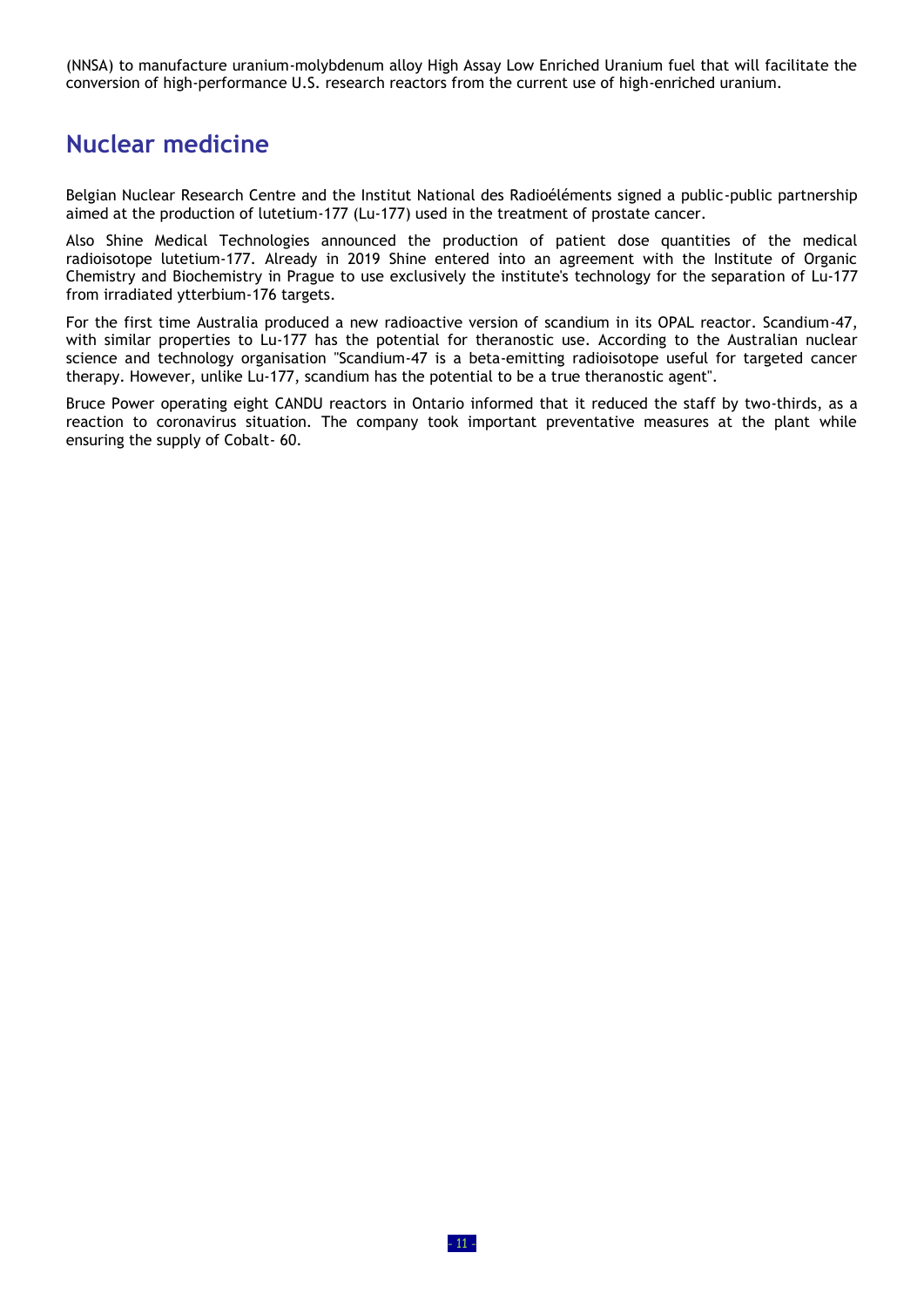(NNSA) to manufacture uranium-molybdenum alloy High Assay Low Enriched Uranium fuel that will facilitate the conversion of high-performance U.S. research reactors from the current use of high-enriched uranium.

## Nuclear medicine

Belgian Nuclear Research Centre and the Institut National des Radioéléments signed a public-public partnership aimed at the production of lutetium-177 (Lu-177) used in the treatment of prostate cancer.

Also Shine Medical Technologies announced the production of patient dose quantities of the medical radioisotope lutetium-177. Already in 2019 Shine entered into an agreement with the Institute of Organic Chemistry and Biochemistry in Prague to use exclusively the institute's technology for the separation of Lu-177 from irradiated ytterbium-176 targets.

For the first time Australia produced a new radioactive version of scandium in its OPAL reactor. Scandium-47, with similar properties to Lu-177 has the potential for theranostic use. According to the Australian nuclear science and technology organisation "Scandium-47 is a beta-emitting radioisotope useful for targeted cancer therapy. However, unlike Lu-177, scandium has the potential to be a true theranostic agent".

Bruce Power operating eight CANDU reactors in Ontario informed that it reduced the staff by two-thirds, as a reaction to coronavirus situation. The company took important preventative measures at the plant while ensuring the supply of Cobalt- 60.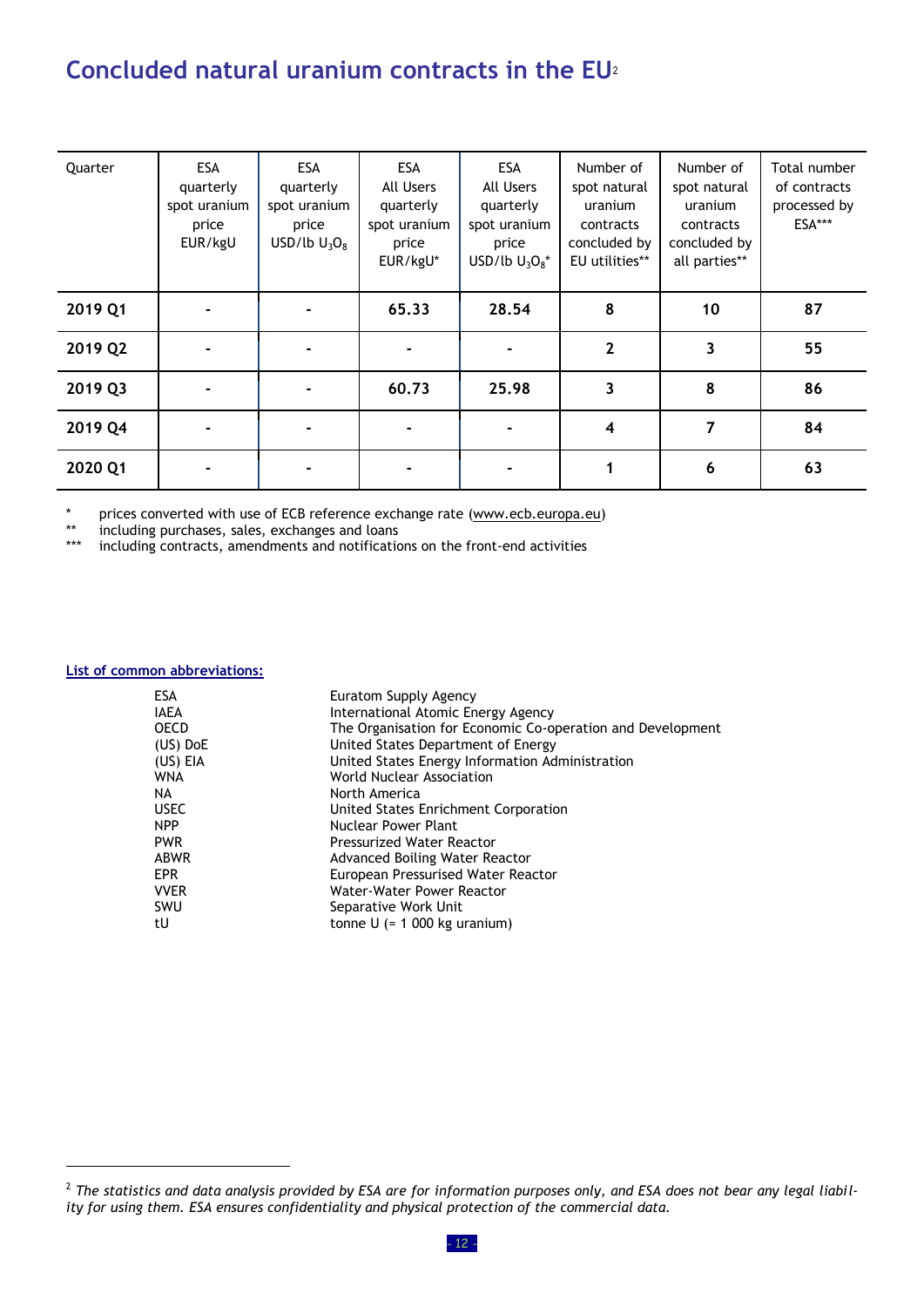# Concluded natural uranium contracts in the EU[2]

| Quarter | ESA quarterly spot uranium price EUR/kgU | ESA quarterly spot uranium price USD/lb $U_3O_8$ | ESA All Users quarterly spot uranium price EUR/kgU* | ESA All Users quarterly spot uranium price USD/lb $U_3O_8$* | Number of spot natural uranium contracts concluded by EU utilities** | Number of spot natural uranium contracts concluded by all parties** | Total number of contracts processed by ESA*** |
|---|---|---|---|---|---|---|---|
| **2019 Q1** | **-** | **-** | **65.33** | **28.54** | **8** | **10** | **87** |
| **2019 Q2** | **-** | **-** | **-** | **-** | **2** | **3** | **55** |
| **2019 Q3** | **-** | **-** | **60.73** | **25.98** | **3** | **8** | **86** |
| **2019 Q4** | **-** | **-** | **-** | **-** | **4** | **7** | **84** |
| **2020 Q1** | **-** | **-** | **-** | **-** | **1** | **6** | **63** |

\* prices converted with use of ECB reference exchange rate (www.ecb.europa.eu)

\** including purchases, sales, exchanges and loans

\*** including contracts, amendments and notifications on the front-end activities

**List of common abbreviations:**

| | |
|---|---|
| ESA | Euratom Supply Agency |
| IAEA | International Atomic Energy Agency |
| OECD | The Organisation for Economic Co-operation and Development |
| (US) DoE | United States Department of Energy |
| (US) EIA | United States Energy Information Administration |
| WNA | World Nuclear Association |
| NA | North America |
| USEC | United States Enrichment Corporation |
| NPP | Nuclear Power Plant |
| PWR | Pressurized Water Reactor |
| ABWR | Advanced Boiling Water Reactor |
| EPR | European Pressurised Water Reactor |
| VVER | Water-Water Power Reactor |
| SWU | Separative Work Unit |
| tU | tonne U (= 1 000 kg uranium) |

[2] *The statistics and data analysis provided by ESA are for information purposes only, and ESA does not bear any legal liability for using them. ESA ensures confidentiality and physical protection of the commercial data.*